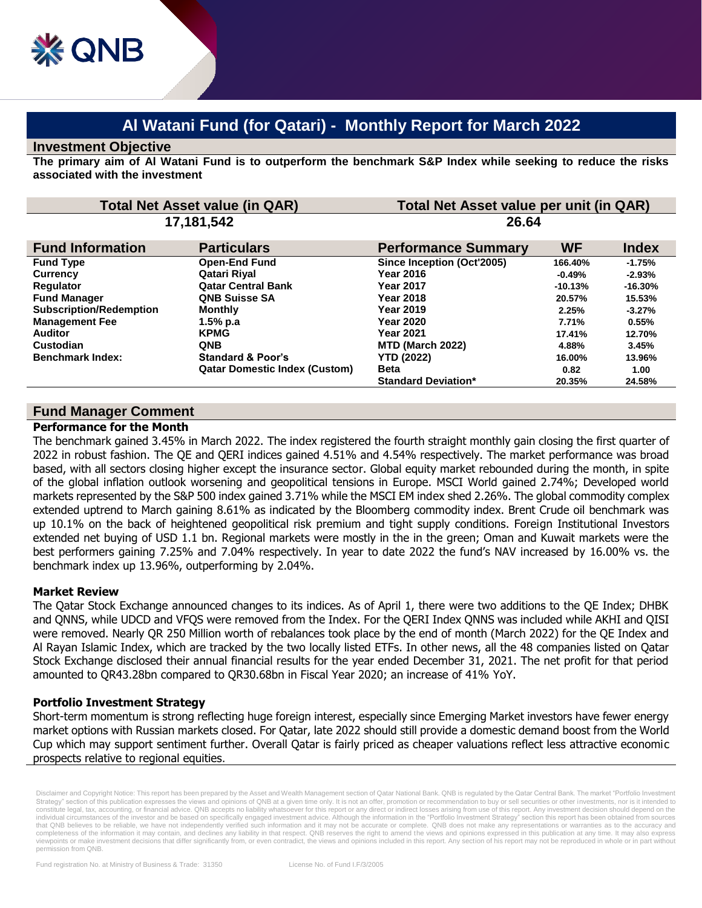QNB

# Al Watani Fund (for Qatari) - Monthly Report for March 2022

## Investment Objective

**The primary aim of Al Watani Fund is to outperform the benchmark S&P Index while seeking to reduce the risks associated with the investment**

| Total Net Asset value (in QAR) | Total Net Asset value per unit (in QAR) |
|---|---|
| 17,181,542 | 26.64 |

| Fund Information | Particulars | Performance Summary | WF | Index |
|---|---|---|---|---|
| Fund Type | Open-End Fund | Since Inception (Oct'2005) | 166.40% | -1.75% |
| Currency | Qatari Riyal | Year 2016 | -0.49% | -2.93% |
| Regulator | Qatar Central Bank | Year 2017 | -10.13% | -16.30% |
| Fund Manager | QNB Suisse SA | Year 2018 | 20.57% | 15.53% |
| Subscription/Redemption | Monthly | Year 2019 | 2.25% | -3.27% |
| Management Fee | 1.5% p.a | Year 2020 | 7.71% | 0.55% |
| Auditor | KPMG | Year 2021 | 17.41% | 12.70% |
| Custodian | QNB | MTD (March 2022) | 4.88% | 3.45% |
| Benchmark Index: | Standard & Poor's | YTD (2022) | 16.00% | 13.96% |
| | Qatar Domestic Index (Custom) | Beta | 0.82 | 1.00 |
| | | Standard Deviation* | 20.35% | 24.58% |

## Fund Manager Comment

### Performance for the Month

The benchmark gained 3.45% in March 2022. The index registered the fourth straight monthly gain closing the first quarter of 2022 in robust fashion. The QE and QERI indices gained 4.51% and 4.54% respectively. The market performance was broad based, with all sectors closing higher except the insurance sector. Global equity market rebounded during the month, in spite of the global inflation outlook worsening and geopolitical tensions in Europe. MSCI World gained 2.74%; Developed world markets represented by the S&P 500 index gained 3.71% while the MSCI EM index shed 2.26%. The global commodity complex extended uptrend to March gaining 8.61% as indicated by the Bloomberg commodity index. Brent Crude oil benchmark was up 10.1% on the back of heightened geopolitical risk premium and tight supply conditions. Foreign Institutional Investors extended net buying of USD 1.1 bn. Regional markets were mostly in the in the green; Oman and Kuwait markets were the best performers gaining 7.25% and 7.04% respectively. In year to date 2022 the fund's NAV increased by 16.00% vs. the benchmark index up 13.96%, outperforming by 2.04%.

### Market Review

The Qatar Stock Exchange announced changes to its indices. As of April 1, there were two additions to the QE Index; DHBK and QNNS, while UDCD and VFQS were removed from the Index. For the QERI Index QNNS was included while AKHI and QISI were removed. Nearly QR 250 Million worth of rebalances took place by the end of month (March 2022) for the QE Index and Al Rayan Islamic Index, which are tracked by the two locally listed ETFs. In other news, all the 48 companies listed on Qatar Stock Exchange disclosed their annual financial results for the year ended December 31, 2021. The net profit for that period amounted to QR43.28bn compared to QR30.68bn in Fiscal Year 2020; an increase of 41% YoY.

### Portfolio Investment Strategy

Short-term momentum is strong reflecting huge foreign interest, especially since Emerging Market investors have fewer energy market options with Russian markets closed. For Qatar, late 2022 should still provide a domestic demand boost from the World Cup which may support sentiment further. Overall Qatar is fairly priced as cheaper valuations reflect less attractive economic prospects relative to regional equities.

Disclaimer and Copyright Notice: This report has been prepared by the Asset and Wealth Management section of Qatar National Bank. QNB is regulated by the Qatar Central Bank. The market "Portfolio Investment Strategy" section of this publication expresses the views and opinions of QNB at a given time only. It is not an offer, promotion or recommendation to buy or sell securities or other investments, nor is it intended to constitute legal, tax, accounting, or financial advice. QNB accepts no liability whatsoever for this report or any direct or indirect losses arising from use of this report. Any investment decision should depend on the individual circumstances of the investor and be based on specifically engaged investment advice. Although the information in the "Portfolio Investment Strategy" section this report has been obtained from sources that QNB believes to be reliable, we have not independently verified such information and it may not be accurate or complete. QNB does not make any representations or warranties as to the accuracy and completeness of the information it may contain, and declines any liability in that respect. QNB reserves the right to amend the views and opinions expressed in this publication at any time. It may also express viewpoints or make investment decisions that differ significantly from, or even contradict, the views and opinions included in this report. Any section of his report may not be reproduced in whole or in part without permission from QNB.

Fund registration No. at Ministry of Business & Trade: 31350 License No. of Fund I.F/3/2005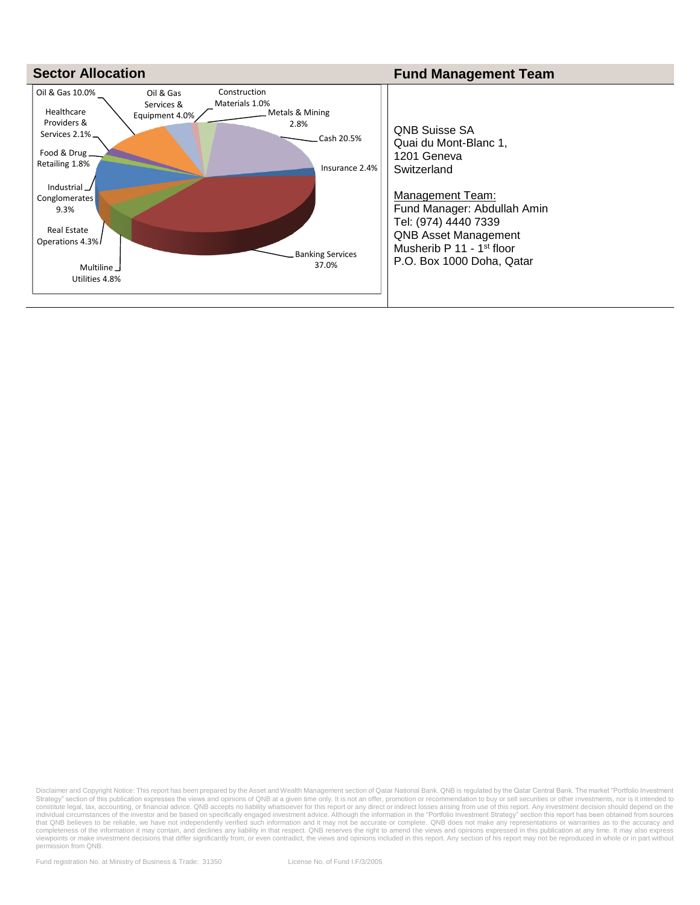## Sector Allocation

Oil & Gas 10.0%

Oil & Gas Services & Equipment 4.0%

Construction Materials 1.0%

Metals & Mining 2.8%

Healthcare Providers & Services 2.1%

Cash 20.5%

Food & Drug Retailing 1.8%

Insurance 2.4%

Industrial Conglomerates 9.3%

Real Estate Operations 4.3%

Banking Services 37.0%

Multiline Utilities 4.8%

## Fund Management Team

QNB Suisse SA
Quai du Mont-Blanc 1,
1201 Geneva
Switzerland

Management Team:
Fund Manager: Abdullah Amin
Tel: (974) 4440 7339
QNB Asset Management
Musherib P 11 - 1st floor
P.O. Box 1000 Doha, Qatar

Disclaimer and Copyright Notice: This report has been prepared by the Asset and Wealth Management section of Qatar National Bank. QNB is regulated by the Qatar Central Bank. The market "Portfolio Investment Strategy" section of this publication expresses the views and opinions of QNB at a given time only. It is not an offer, promotion or recommendation to buy or sell securities or other investments, nor is it intended to constitute legal, tax, accounting, or financial advice. QNB accepts no liability whatsoever for this report or any direct or indirect losses arising from use of this report. Any investment decision should depend on the individual circumstances of the investor and be based on specifically engaged investment advice. Although the information in the "Portfolio Investment Strategy" section this report has been obtained from sources that QNB believes to be reliable, we have not independently verified such information and it may not be accurate or complete. QNB does not make any representations or warranties as to the accuracy and completeness of the information it may contain, and declines any liability in that respect. QNB reserves the right to amend the views and opinions expressed in this publication at any time. It may also express viewpoints or make investment decisions that differ significantly from, or even contradict, the views and opinions included in this report. Any section of his report may not be reproduced in whole or in part without permission from QNB.

Fund registration No. at Ministry of Business & Trade: 31350 License No. of Fund I.F/3/2005